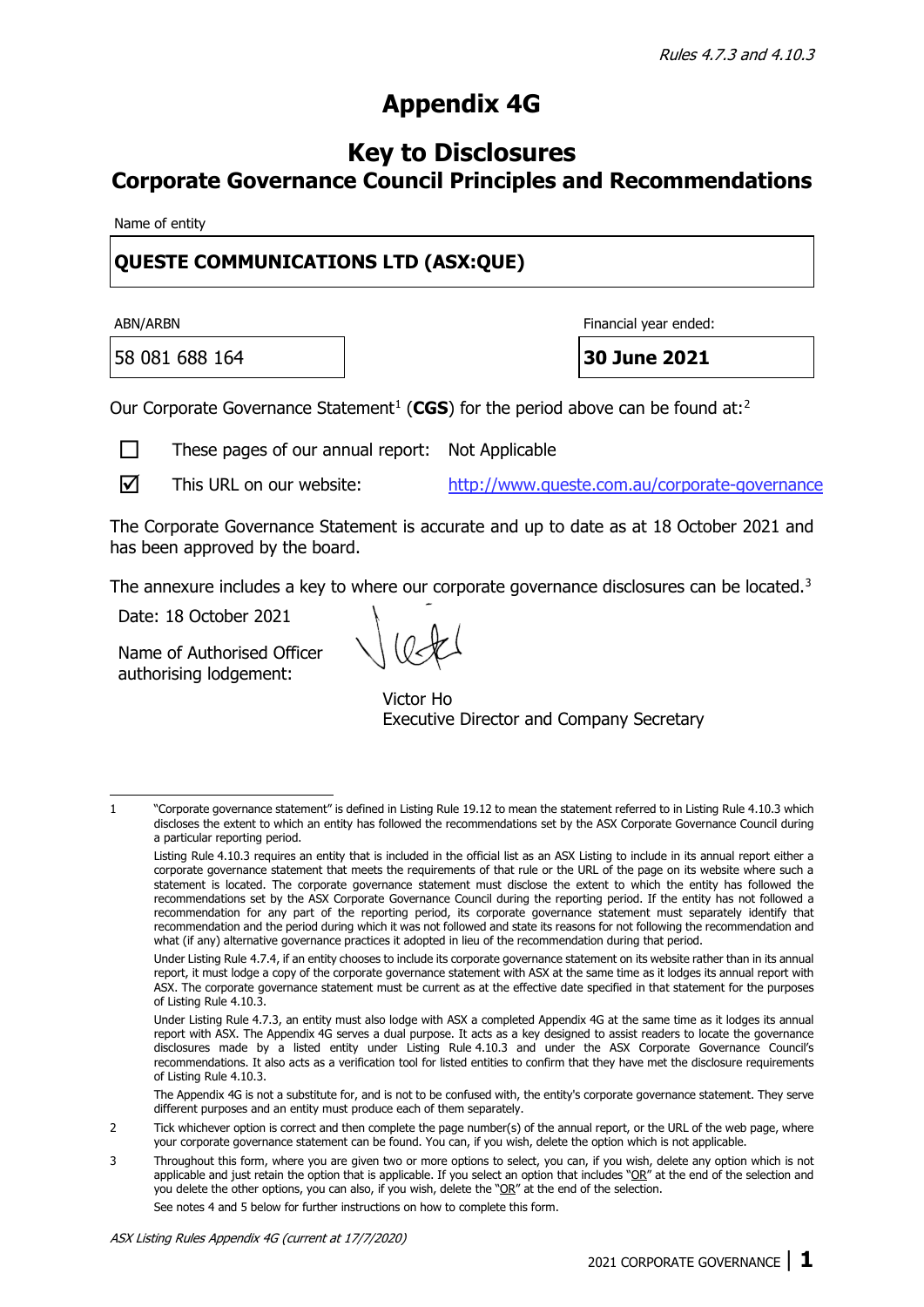*Rules 4.7.3 and 4.10.3*

# Appendix 4G

## Key to Disclosures
## Corporate Governance Council Principles and Recommendations

Name of entity

**QUESTE COMMUNICATIONS LTD (ASX:QUE)**

| ABN/ARBN | Financial year ended: |
|---|---|
| 58 081 688 164 | **30 June 2021** |

Our Corporate Governance Statement[1] (**CGS**) for the period above can be found at:[2]

☐ These pages of our annual report: Not Applicable

☑ This URL on our website: http://www.queste.com.au/corporate-governance

The Corporate Governance Statement is accurate and up to date as at 18 October 2021 and has been approved by the board.

The annexure includes a key to where our corporate governance disclosures can be located.[3]

Date: 18 October 2021

Name of Authorised Officer authorising lodgement:

Victor Ho
Executive Director and Company Secretary

---

1 "Corporate governance statement" is defined in Listing Rule 19.12 to mean the statement referred to in Listing Rule 4.10.3 which discloses the extent to which an entity has followed the recommendations set by the ASX Corporate Governance Council during a particular reporting period.

Listing Rule 4.10.3 requires an entity that is included in the official list as an ASX Listing to include in its annual report either a corporate governance statement that meets the requirements of that rule or the URL of the page on its website where such a statement is located. The corporate governance statement must disclose the extent to which the entity has followed the recommendations set by the ASX Corporate Governance Council during the reporting period. If the entity has not followed a recommendation for any part of the reporting period, its corporate governance statement must separately identify that recommendation and the period during which it was not followed and state its reasons for not following the recommendation and what (if any) alternative governance practices it adopted in lieu of the recommendation during that period.

Under Listing Rule 4.7.4, if an entity chooses to include its corporate governance statement on its website rather than in its annual report, it must lodge a copy of the corporate governance statement with ASX at the same time as it lodges its annual report with ASX. The corporate governance statement must be current as at the effective date specified in that statement for the purposes of Listing Rule 4.10.3.

Under Listing Rule 4.7.3, an entity must also lodge with ASX a completed Appendix 4G at the same time as it lodges its annual report with ASX. The Appendix 4G serves a dual purpose. It acts as a key designed to assist readers to locate the governance disclosures made by a listed entity under Listing Rule 4.10.3 and under the ASX Corporate Governance Council's recommendations. It also acts as a verification tool for listed entities to confirm that they have met the disclosure requirements of Listing Rule 4.10.3.

The Appendix 4G is not a substitute for, and is not to be confused with, the entity's corporate governance statement. They serve different purposes and an entity must produce each of them separately.

2 Tick whichever option is correct and then complete the page number(s) of the annual report, or the URL of the web page, where your corporate governance statement can be found. You can, if you wish, delete the option which is not applicable.

3 Throughout this form, where you are given two or more options to select, you can, if you wish, delete any option which is not applicable and just retain the option that is applicable. If you select an option that includes "OR" at the end of the selection and you delete the other options, you can also, if you wish, delete the "OR" at the end of the selection.

See notes 4 and 5 below for further instructions on how to complete this form.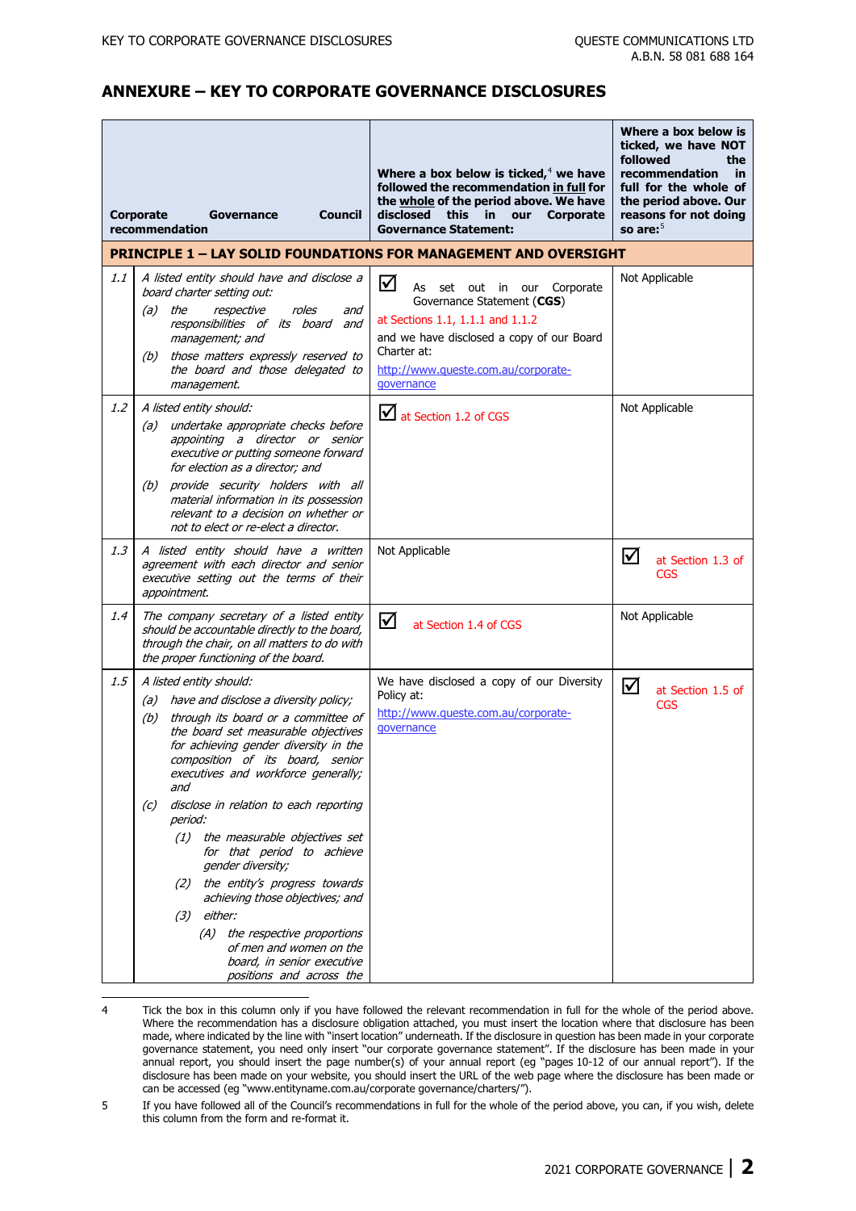## ANNEXURE – KEY TO CORPORATE GOVERNANCE DISCLOSURES

| | Corporate Governance Council recommendation | Where a box below is ticked,[4] we have followed the recommendation **in full** for the **whole** of the period above. We have disclosed this in our Corporate Governance Statement: | Where a box below is ticked, we have NOT followed the recommendation in full for the whole of the period above. Our reasons for not doing so are:[5] |
|---|---|---|---|
| **PRINCIPLE 1 – LAY SOLID FOUNDATIONS FOR MANAGEMENT AND OVERSIGHT** | | | |
| 1.1 | *A listed entity should have and disclose a board charter setting out:*<br>*(a) the respective roles and responsibilities of its board and management; and*<br>*(b) those matters expressly reserved to the board and those delegated to management.* | ☑ As set out in our Corporate Governance Statement (**CGS**)<br>at Sections 1.1, 1.1.1 and 1.1.2<br>and we have disclosed a copy of our Board Charter at:<br>http://www.queste.com.au/corporate-governance | Not Applicable |
| 1.2 | *A listed entity should:*<br>*(a) undertake appropriate checks before appointing a director or senior executive or putting someone forward for election as a director; and*<br>*(b) provide security holders with all material information in its possession relevant to a decision on whether or not to elect or re-elect a director.* | ☑ at Section 1.2 of CGS | Not Applicable |
| 1.3 | *A listed entity should have a written agreement with each director and senior executive setting out the terms of their appointment.* | Not Applicable | ☑ at Section 1.3 of CGS |
| 1.4 | *The company secretary of a listed entity should be accountable directly to the board, through the chair, on all matters to do with the proper functioning of the board.* | ☑ at Section 1.4 of CGS | Not Applicable |
| 1.5 | *A listed entity should:*<br>*(a) have and disclose a diversity policy;*<br>*(b) through its board or a committee of the board set measurable objectives for achieving gender diversity in the composition of its board, senior executives and workforce generally; and*<br>*(c) disclose in relation to each reporting period:*<br>*(1) the measurable objectives set for that period to achieve gender diversity;*<br>*(2) the entity's progress towards achieving those objectives; and*<br>*(3) either:*<br>*(A) the respective proportions of men and women on the board, in senior executive positions and across the* | We have disclosed a copy of our Diversity Policy at:<br>http://www.queste.com.au/corporate-governance | ☑ at Section 1.5 of CGS |

4 Tick the box in this column only if you have followed the relevant recommendation in full for the whole of the period above. Where the recommendation has a disclosure obligation attached, you must insert the location where that disclosure has been made, where indicated by the line with "insert location" underneath. If the disclosure in question has been made in your corporate governance statement, you need only insert "our corporate governance statement". If the disclosure has been made in your annual report, you should insert the page number(s) of your annual report (eg "pages 10-12 of our annual report"). If the disclosure has been made on your website, you should insert the URL of the web page where the disclosure has been made or can be accessed (eg "www.entityname.com.au/corporate governance/charters/").

5 If you have followed all of the Council's recommendations in full for the whole of the period above, you can, if you wish, delete this column from the form and re-format it.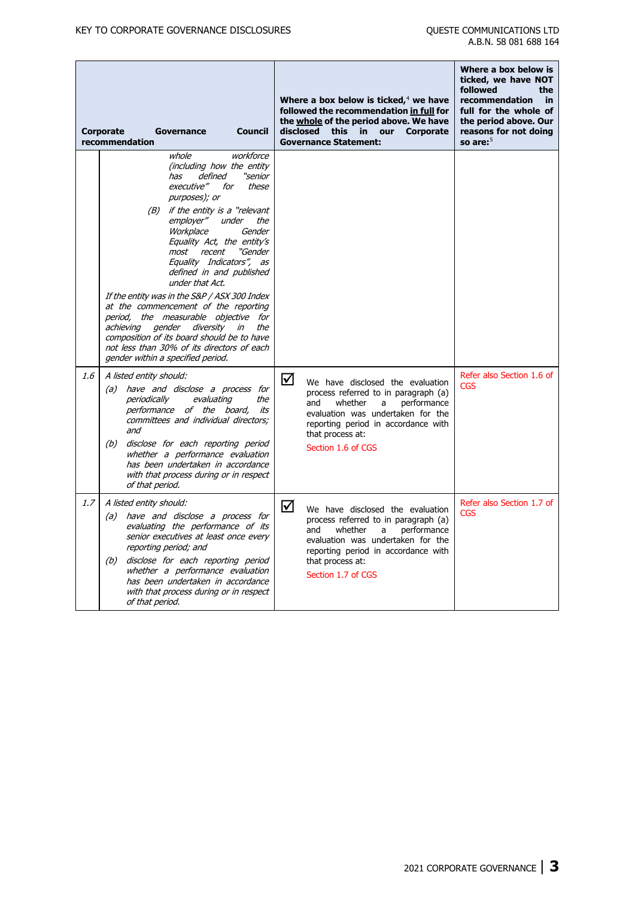| | Corporate Governance Council recommendation | Where a box below is ticked,[4] we have followed the recommendation in full for the whole of the period above. We have disclosed this in our Corporate Governance Statement: | Where a box below is ticked, we have NOT followed the recommendation in full for the whole of the period above. Our reasons for not doing so are:[5] |
|---|---|---|---|
| | *whole workforce (including how the entity has defined "senior executive" for these purposes); or*<br>*(B) if the entity is a "relevant employer" under the Workplace Gender Equality Act, the entity's most recent "Gender Equality Indicators", as defined in and published under that Act.*<br>*If the entity was in the S&P / ASX 300 Index at the commencement of the reporting period, the measurable objective for achieving gender diversity in the composition of its board should be to have not less than 30% of its directors of each gender within a specified period.* | | |
| 1.6 | *A listed entity should:*<br>*(a) have and disclose a process for periodically evaluating the performance of the board, its committees and individual directors; and*<br>*(b) disclose for each reporting period whether a performance evaluation has been undertaken in accordance with that process during or in respect of that period.* | ☑ We have disclosed the evaluation process referred to in paragraph (a) and whether a performance evaluation was undertaken for the reporting period in accordance with that process at:<br>Section 1.6 of CGS | Refer also Section 1.6 of CGS |
| 1.7 | *A listed entity should:*<br>*(a) have and disclose a process for evaluating the performance of its senior executives at least once every reporting period; and*<br>*(b) disclose for each reporting period whether a performance evaluation has been undertaken in accordance with that process during or in respect of that period.* | ☑ We have disclosed the evaluation process referred to in paragraph (a) and whether a performance evaluation was undertaken for the reporting period in accordance with that process at:<br>Section 1.7 of CGS | Refer also Section 1.7 of CGS |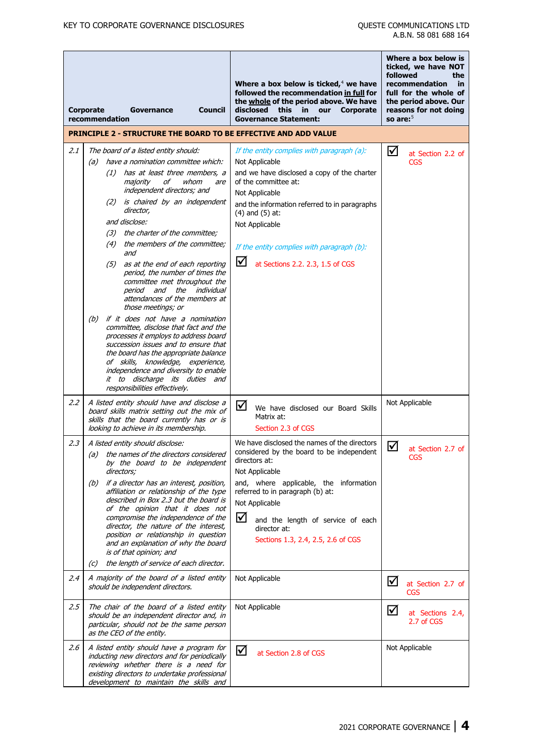| | Corporate Governance Council recommendation | Where a box below is ticked,[4] we have followed the recommendation **in full** for the **whole** of the period above. We have disclosed this in our Corporate Governance Statement: | Where a box below is ticked, we have NOT followed the recommendation in full for the whole of the period above. Our reasons for not doing so are:[5] |
|---|---|---|---|
| **PRINCIPLE 2 - STRUCTURE THE BOARD TO BE EFFECTIVE AND ADD VALUE** | | | |
| 2.1 | *The board of a listed entity should:*<br>*(a) have a nomination committee which:*<br>*(1) has at least three members, a majority of whom are independent directors; and*<br>*(2) is chaired by an independent director,*<br>*and disclose:*<br>*(3) the charter of the committee;*<br>*(4) the members of the committee; and*<br>*(5) as at the end of each reporting period, the number of times the committee met throughout the period and the individual attendances of the members at those meetings; or*<br>*(b) if it does not have a nomination committee, disclose that fact and the processes it employs to address board succession issues and to ensure that the board has the appropriate balance of skills, knowledge, experience, independence and diversity to enable it to discharge its duties and responsibilities effectively.* | *If the entity complies with paragraph (a):*<br>Not Applicable<br>and we have disclosed a copy of the charter of the committee at:<br>Not Applicable<br>and the information referred to in paragraphs (4) and (5) at:<br>Not Applicable<br>*If the entity complies with paragraph (b):*<br>☑ at Sections 2.2. 2.3, 1.5 of CGS | ☑ at Section 2.2 of CGS |
| 2.2 | *A listed entity should have and disclose a board skills matrix setting out the mix of skills that the board currently has or is looking to achieve in its membership.* | ☑ We have disclosed our Board Skills Matrix at:<br>Section 2.3 of CGS | Not Applicable |
| 2.3 | *A listed entity should disclose:*<br>*(a) the names of the directors considered by the board to be independent directors;*<br>*(b) if a director has an interest, position, affiliation or relationship of the type described in Box 2.3 but the board is of the opinion that it does not compromise the independence of the director, the nature of the interest, position or relationship in question and an explanation of why the board is of that opinion; and*<br>*(c) the length of service of each director.* | We have disclosed the names of the directors considered by the board to be independent directors at:<br>Not Applicable<br>and, where applicable, the information referred to in paragraph (b) at:<br>Not Applicable<br>☑ and the length of service of each director at:<br>Sections 1.3, 2.4, 2.5, 2.6 of CGS | ☑ at Section 2.7 of CGS |
| 2.4 | *A majority of the board of a listed entity should be independent directors.* | Not Applicable | ☑ at Section 2.7 of CGS |
| 2.5 | *The chair of the board of a listed entity should be an independent director and, in particular, should not be the same person as the CEO of the entity.* | Not Applicable | ☑ at Sections 2.4, 2.7 of CGS |
| 2.6 | *A listed entity should have a program for inducting new directors and for periodically reviewing whether there is a need for existing directors to undertake professional development to maintain the skills and* | ☑ at Section 2.8 of CGS | Not Applicable |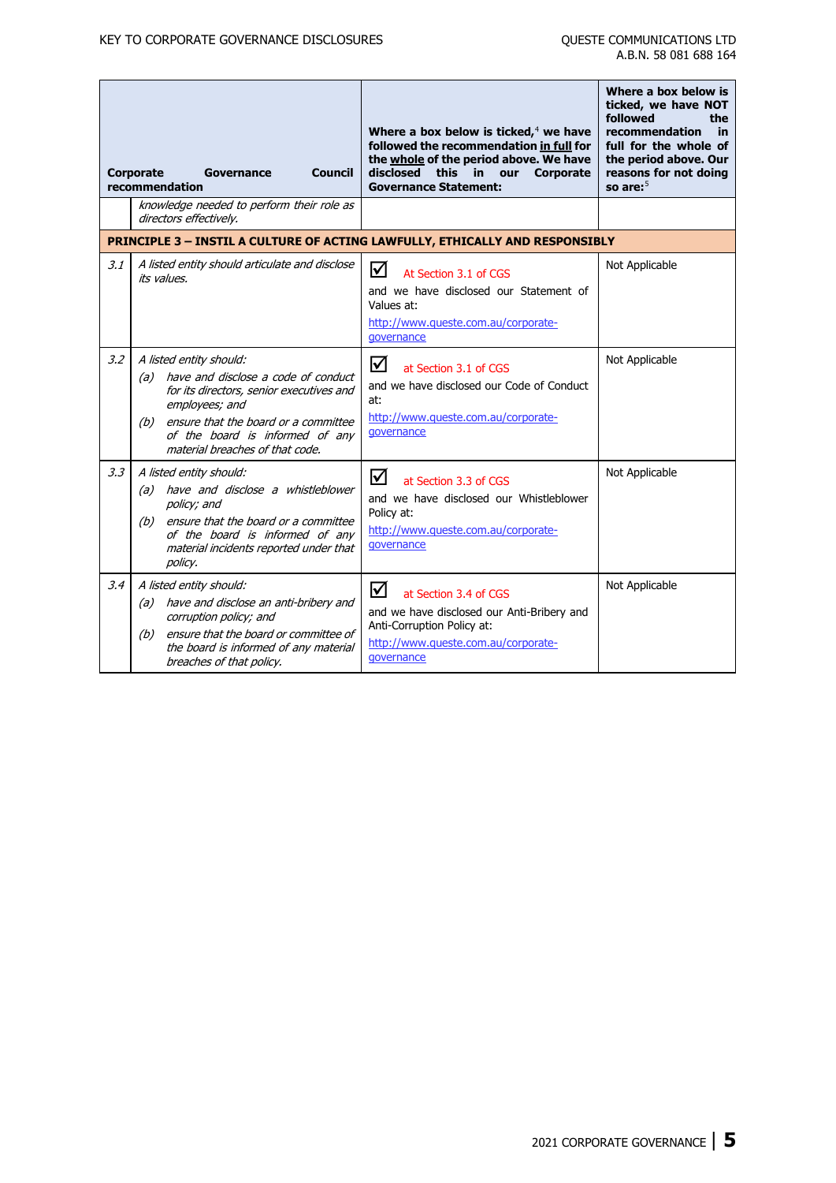| | Corporate Governance Council recommendation | Where a box below is ticked,[4] we have followed the recommendation **in full** for the **whole** of the period above. We have disclosed this in our Corporate Governance Statement: | Where a box below is ticked, we have NOT followed the recommendation in full for the whole of the period above. Our reasons for not doing so are:[5] |
|---|---|---|---|
| | *knowledge needed to perform their role as directors effectively.* | | |
| **PRINCIPLE 3 – INSTIL A CULTURE OF ACTING LAWFULLY, ETHICALLY AND RESPONSIBLY** | | | |
| *3.1* | *A listed entity should articulate and disclose its values.* | ☑ At Section 3.1 of CGS and we have disclosed our Statement of Values at: http://www.queste.com.au/corporate-governance | Not Applicable |
| *3.2* | *A listed entity should:* *(a) have and disclose a code of conduct for its directors, senior executives and employees; and* *(b) ensure that the board or a committee of the board is informed of any material breaches of that code.* | ☑ at Section 3.1 of CGS and we have disclosed our Code of Conduct at: http://www.queste.com.au/corporate-governance | Not Applicable |
| *3.3* | *A listed entity should:* *(a) have and disclose a whistleblower policy; and* *(b) ensure that the board or a committee of the board is informed of any material incidents reported under that policy.* | ☑ at Section 3.3 of CGS and we have disclosed our Whistleblower Policy at: http://www.queste.com.au/corporate-governance | Not Applicable |
| *3.4* | *A listed entity should:* *(a) have and disclose an anti-bribery and corruption policy; and* *(b) ensure that the board or committee of the board is informed of any material breaches of that policy.* | ☑ at Section 3.4 of CGS and we have disclosed our Anti-Bribery and Anti-Corruption Policy at: http://www.queste.com.au/corporate-governance | Not Applicable |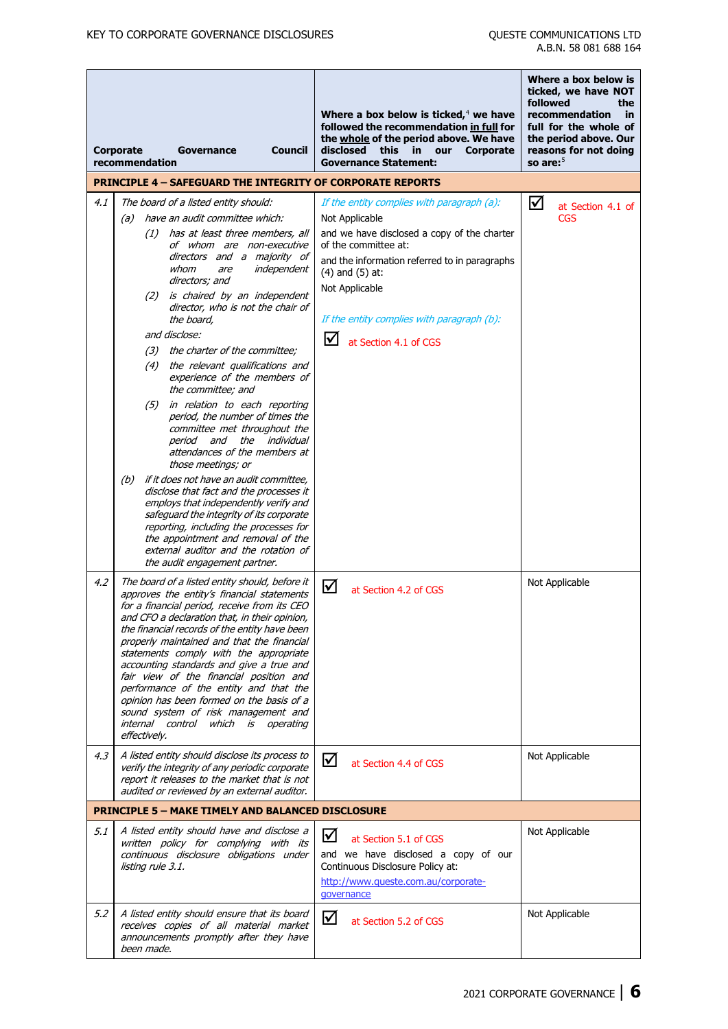| | Corporate Governance Council recommendation | Where a box below is ticked,[4] we have followed the recommendation in full for the whole of the period above. We have disclosed this in our Corporate Governance Statement: | Where a box below is ticked, we have NOT followed the recommendation in full for the whole of the period above. Our reasons for not doing so are:[5] |
|---|---|---|---|
| **PRINCIPLE 4 – SAFEGUARD THE INTEGRITY OF CORPORATE REPORTS** | | | |
| 4.1 | *The board of a listed entity should:*<br>*(a) have an audit committee which:*<br>*(1) has at least three members, all of whom are non-executive directors and a majority of whom are independent directors; and*<br>*(2) is chaired by an independent director, who is not the chair of the board,*<br>*and disclose:*<br>*(3) the charter of the committee;*<br>*(4) the relevant qualifications and experience of the members of the committee; and*<br>*(5) in relation to each reporting period, the number of times the committee met throughout the period and the individual attendances of the members at those meetings; or*<br>*(b) if it does not have an audit committee, disclose that fact and the processes it employs that independently verify and safeguard the integrity of its corporate reporting, including the processes for the appointment and removal of the external auditor and the rotation of the audit engagement partner.* | *If the entity complies with paragraph (a):*<br>Not Applicable<br>and we have disclosed a copy of the charter of the committee at:<br>and the information referred to in paragraphs (4) and (5) at:<br>Not Applicable<br>*If the entity complies with paragraph (b):*<br>☑ at Section 4.1 of CGS | ☑ at Section 4.1 of CGS |
| 4.2 | *The board of a listed entity should, before it approves the entity's financial statements for a financial period, receive from its CEO and CFO a declaration that, in their opinion, the financial records of the entity have been properly maintained and that the financial statements comply with the appropriate accounting standards and give a true and fair view of the financial position and performance of the entity and that the opinion has been formed on the basis of a sound system of risk management and internal control which is operating effectively.* | ☑ at Section 4.2 of CGS | Not Applicable |
| 4.3 | *A listed entity should disclose its process to verify the integrity of any periodic corporate report it releases to the market that is not audited or reviewed by an external auditor.* | ☑ at Section 4.4 of CGS | Not Applicable |
| **PRINCIPLE 5 – MAKE TIMELY AND BALANCED DISCLOSURE** | | | |
| 5.1 | *A listed entity should have and disclose a written policy for complying with its continuous disclosure obligations under listing rule 3.1.* | ☑ at Section 5.1 of CGS<br>and we have disclosed a copy of our Continuous Disclosure Policy at:<br>http://www.queste.com.au/corporate-governance | Not Applicable |
| 5.2 | *A listed entity should ensure that its board receives copies of all material market announcements promptly after they have been made.* | ☑ at Section 5.2 of CGS | Not Applicable |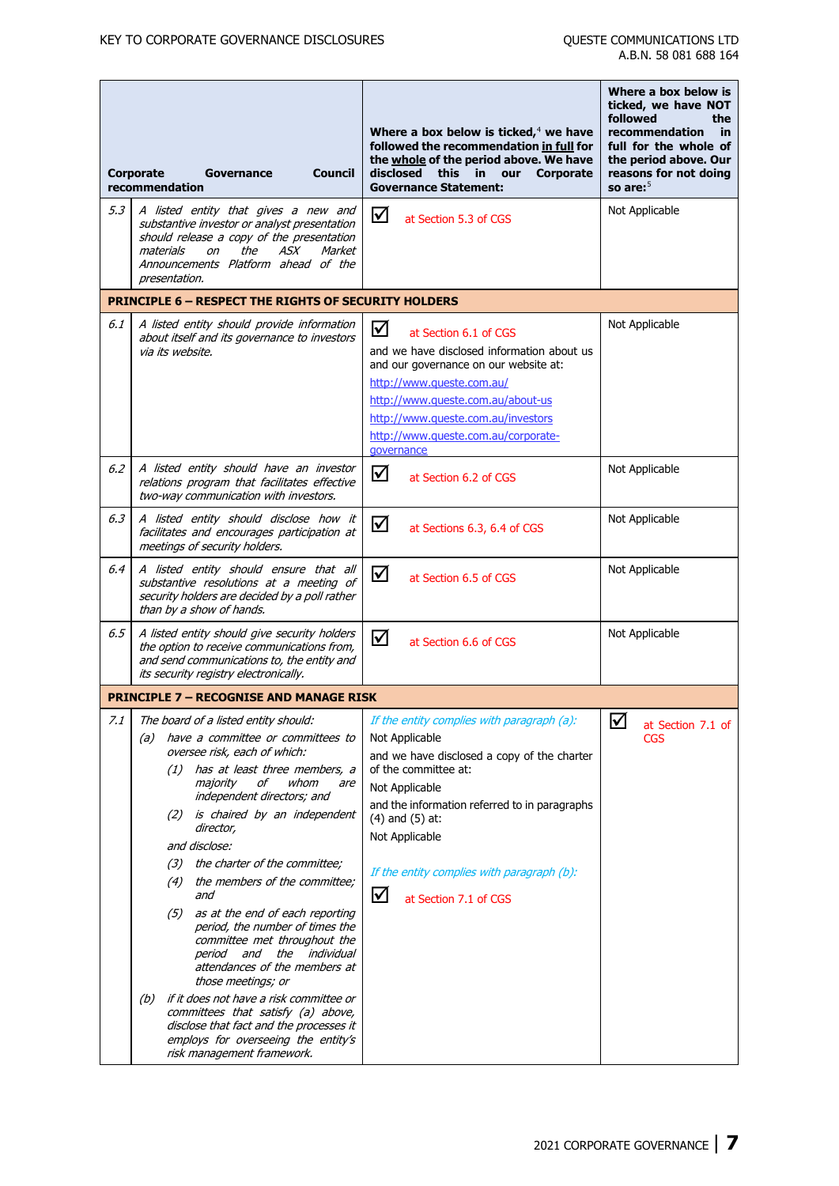| Corporate Governance Council recommendation | | Where a box below is ticked,[4] we have followed the recommendation **in full** for the **whole** of the period above. We have disclosed this in our Corporate Governance Statement: | Where a box below is ticked, we have NOT followed the recommendation in full for the whole of the period above. Our reasons for not doing so are:[5] |
|---|---|---|---|
| 5.3 | *A listed entity that gives a new and substantive investor or analyst presentation should release a copy of the presentation materials on the ASX Market Announcements Platform ahead of the presentation.* | ☑ at Section 5.3 of CGS | Not Applicable |
| **PRINCIPLE 6 – RESPECT THE RIGHTS OF SECURITY HOLDERS** | | | |
| 6.1 | *A listed entity should provide information about itself and its governance to investors via its website.* | ☑ at Section 6.1 of CGS<br>and we have disclosed information about us and our governance on our website at:<br>http://www.queste.com.au/<br>http://www.queste.com.au/about-us<br>http://www.queste.com.au/investors<br>http://www.queste.com.au/corporate-governance | Not Applicable |
| 6.2 | *A listed entity should have an investor relations program that facilitates effective two-way communication with investors.* | ☑ at Section 6.2 of CGS | Not Applicable |
| 6.3 | *A listed entity should disclose how it facilitates and encourages participation at meetings of security holders.* | ☑ at Sections 6.3, 6.4 of CGS | Not Applicable |
| 6.4 | *A listed entity should ensure that all substantive resolutions at a meeting of security holders are decided by a poll rather than by a show of hands.* | ☑ at Section 6.5 of CGS | Not Applicable |
| 6.5 | *A listed entity should give security holders the option to receive communications from, and send communications to, the entity and its security registry electronically.* | ☑ at Section 6.6 of CGS | Not Applicable |
| **PRINCIPLE 7 – RECOGNISE AND MANAGE RISK** | | | |
| 7.1 | *The board of a listed entity should:*<br>*(a) have a committee or committees to oversee risk, each of which:*<br>*(1) has at least three members, a majority of whom are independent directors; and*<br>*(2) is chaired by an independent director,*<br>*and disclose:*<br>*(3) the charter of the committee;*<br>*(4) the members of the committee; and*<br>*(5) as at the end of each reporting period, the number of times the committee met throughout the period and the individual attendances of the members at those meetings; or*<br>*(b) if it does not have a risk committee or committees that satisfy (a) above, disclose that fact and the processes it employs for overseeing the entity's risk management framework.* | *If the entity complies with paragraph (a):*<br>Not Applicable<br>and we have disclosed a copy of the charter of the committee at:<br>Not Applicable<br>and the information referred to in paragraphs (4) and (5) at:<br>Not Applicable<br>*If the entity complies with paragraph (b):*<br>☑ at Section 7.1 of CGS | ☑ at Section 7.1 of CGS |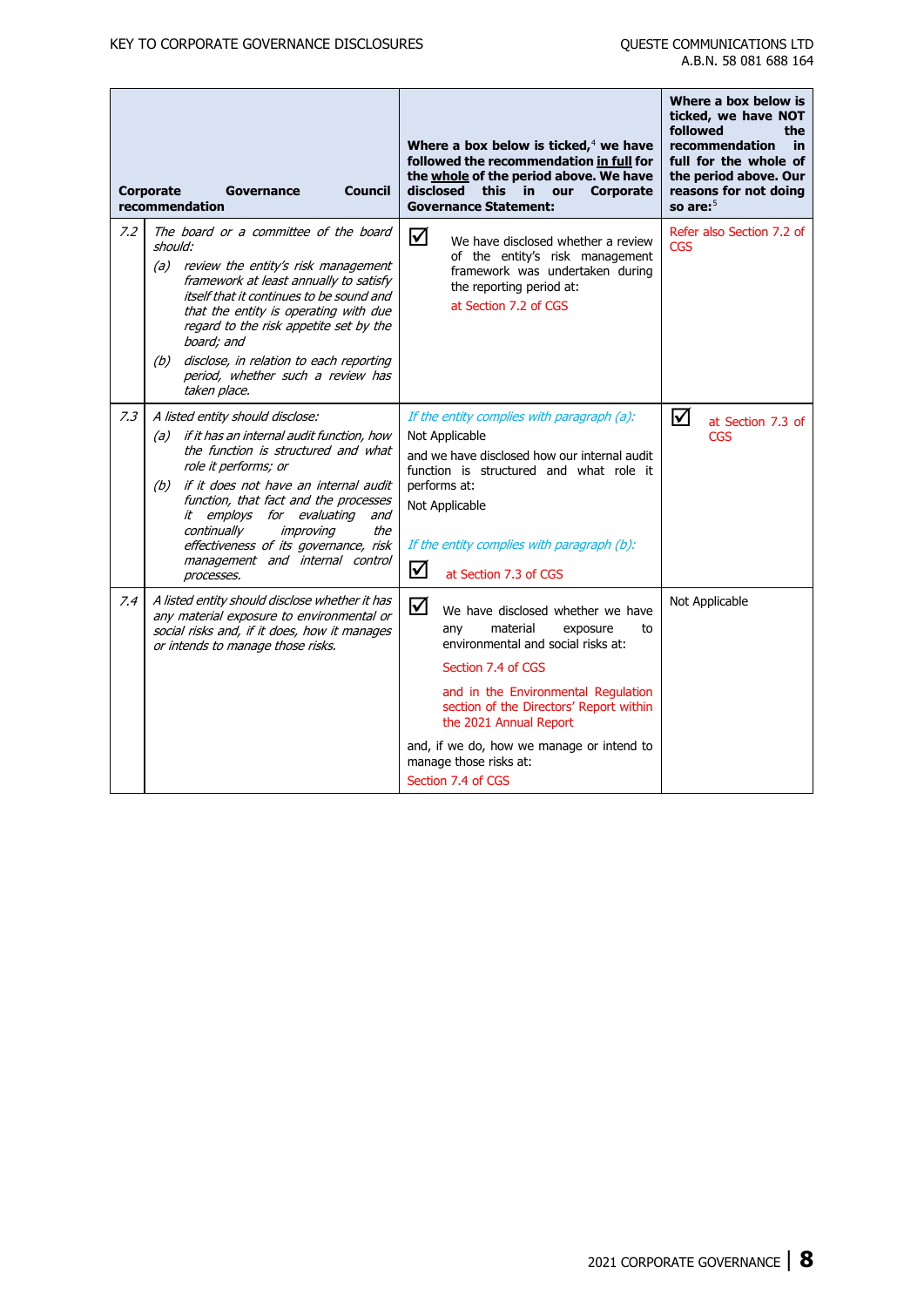| | Corporate Governance Council recommendation | Where a box below is ticked,[4] we have followed the recommendation **in full** for the **whole** of the period above. We have disclosed this in our Corporate Governance Statement: | Where a box below is ticked, we have NOT followed the recommendation in full for the whole of the period above. Our reasons for not doing so are:[5] |
|---|---|---|---|
| *7.2* | *The board or a committee of the board should:*<br>*(a) review the entity's risk management framework at least annually to satisfy itself that it continues to be sound and that the entity is operating with due regard to the risk appetite set by the board; and*<br>*(b) disclose, in relation to each reporting period, whether such a review has taken place.* | ☑ We have disclosed whether a review of the entity's risk management framework was undertaken during the reporting period at:<br>at Section 7.2 of CGS | Refer also Section 7.2 of CGS |
| *7.3* | *A listed entity should disclose:*<br>*(a) if it has an internal audit function, how the function is structured and what role it performs; or*<br>*(b) if it does not have an internal audit function, that fact and the processes it employs for evaluating and continually improving the effectiveness of its governance, risk management and internal control processes.* | *If the entity complies with paragraph (a):*<br>Not Applicable<br>and we have disclosed how our internal audit function is structured and what role it performs at:<br>Not Applicable<br>*If the entity complies with paragraph (b):*<br>☑ at Section 7.3 of CGS | ☑ at Section 7.3 of CGS |
| *7.4* | *A listed entity should disclose whether it has any material exposure to environmental or social risks and, if it does, how it manages or intends to manage those risks.* | ☑ We have disclosed whether we have any material exposure to environmental and social risks at:<br>Section 7.4 of CGS<br>and in the Environmental Regulation section of the Directors' Report within the 2021 Annual Report<br>and, if we do, how we manage or intend to manage those risks at:<br>Section 7.4 of CGS | Not Applicable |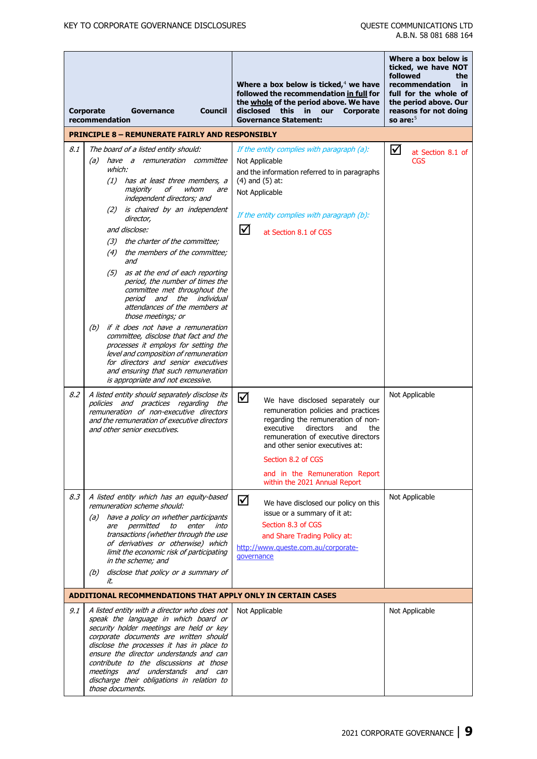| | Corporate Governance Council recommendation | Where a box below is ticked,[4] we have followed the recommendation **in full** for the **whole** of the period above. We have disclosed this in our Corporate Governance Statement: | Where a box below is ticked, we have NOT followed the recommendation in full for the whole of the period above. Our reasons for not doing so are:[5] |
|---|---|---|---|
| **PRINCIPLE 8 – REMUNERATE FAIRLY AND RESPONSIBLY** | | | |
| 8.1 | *The board of a listed entity should:*<br>*(a) have a remuneration committee which:*<br>*(1) has at least three members, a majority of whom are independent directors; and*<br>*(2) is chaired by an independent director,*<br>*and disclose:*<br>*(3) the charter of the committee;*<br>*(4) the members of the committee; and*<br>*(5) as at the end of each reporting period, the number of times the committee met throughout the period and the individual attendances of the members at those meetings; or*<br>*(b) if it does not have a remuneration committee, disclose that fact and the processes it employs for setting the level and composition of remuneration for directors and senior executives and ensuring that such remuneration is appropriate and not excessive.* | *If the entity complies with paragraph (a):*<br>Not Applicable<br>and the information referred to in paragraphs (4) and (5) at:<br>Not Applicable<br><br>*If the entity complies with paragraph (b):*<br>☑ at Section 8.1 of CGS | ☑ at Section 8.1 of CGS |
| 8.2 | *A listed entity should separately disclose its policies and practices regarding the remuneration of non-executive directors and the remuneration of executive directors and other senior executives.* | ☑ We have disclosed separately our remuneration policies and practices regarding the remuneration of non-executive directors and the remuneration of executive directors and other senior executives at:<br>Section 8.2 of CGS<br>and in the Remuneration Report within the 2021 Annual Report | Not Applicable |
| 8.3 | *A listed entity which has an equity-based remuneration scheme should:*<br>*(a) have a policy on whether participants are permitted to enter into transactions (whether through the use of derivatives or otherwise) which limit the economic risk of participating in the scheme; and*<br>*(b) disclose that policy or a summary of it.* | ☑ We have disclosed our policy on this issue or a summary of it at:<br>Section 8.3 of CGS<br>and Share Trading Policy at:<br>http://www.queste.com.au/corporate-governance | Not Applicable |
| **ADDITIONAL RECOMMENDATIONS THAT APPLY ONLY IN CERTAIN CASES** | | | |
| 9.1 | *A listed entity with a director who does not speak the language in which board or security holder meetings are held or key corporate documents are written should disclose the processes it has in place to ensure the director understands and can contribute to the discussions at those meetings and understands and can discharge their obligations in relation to those documents.* | Not Applicable | Not Applicable |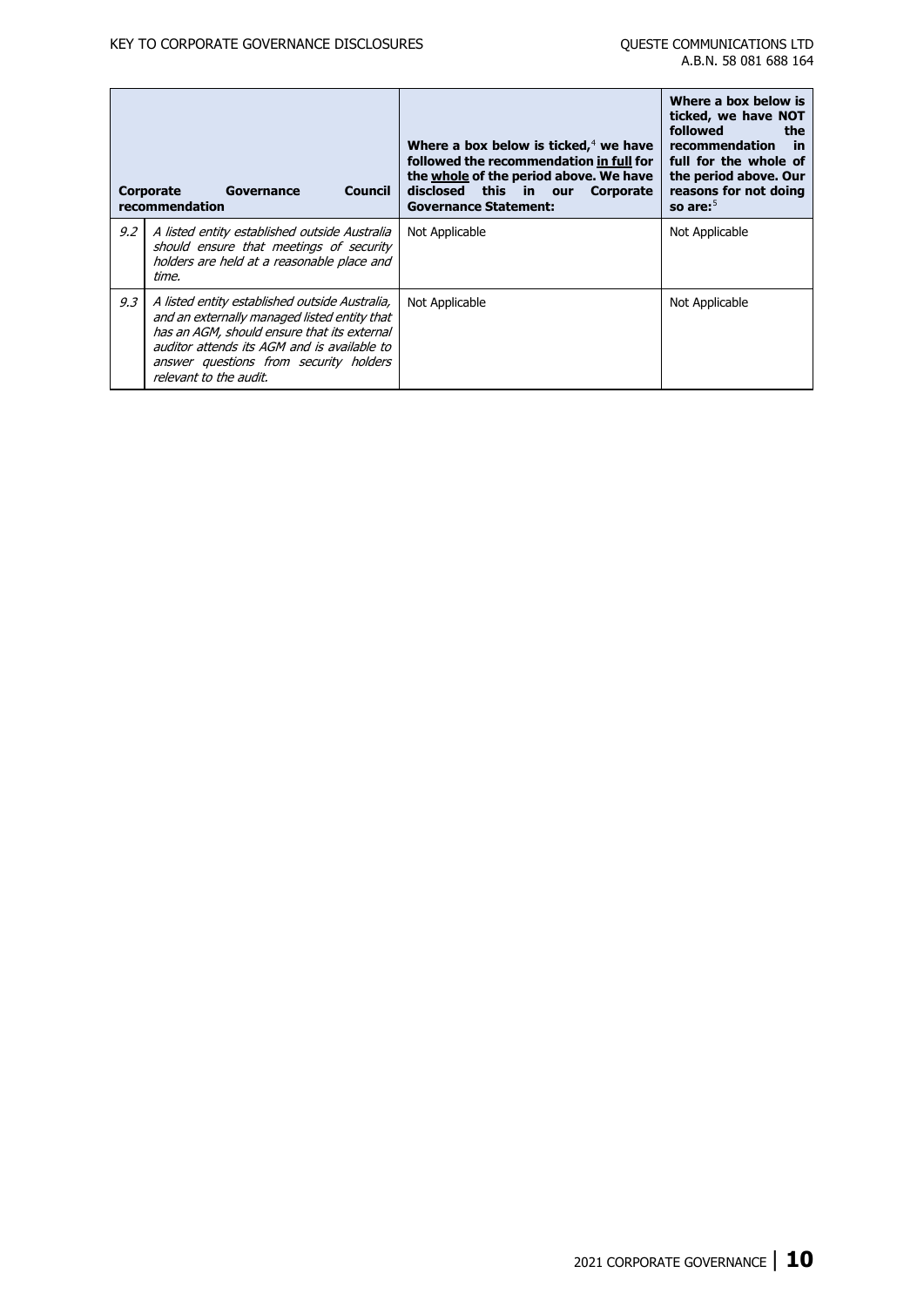| | Corporate Governance Council recommendation | Where a box below is ticked,[4] we have followed the recommendation in full for the whole of the period above. We have disclosed this in our Corporate Governance Statement: | Where a box below is ticked, we have NOT followed the recommendation in full for the whole of the period above. Our reasons for not doing so are:[5] |
|---|---|---|---|
| 9.2 | *A listed entity established outside Australia should ensure that meetings of security holders are held at a reasonable place and time.* | Not Applicable | Not Applicable |
| 9.3 | *A listed entity established outside Australia, and an externally managed listed entity that has an AGM, should ensure that its external auditor attends its AGM and is available to answer questions from security holders relevant to the audit.* | Not Applicable | Not Applicable |